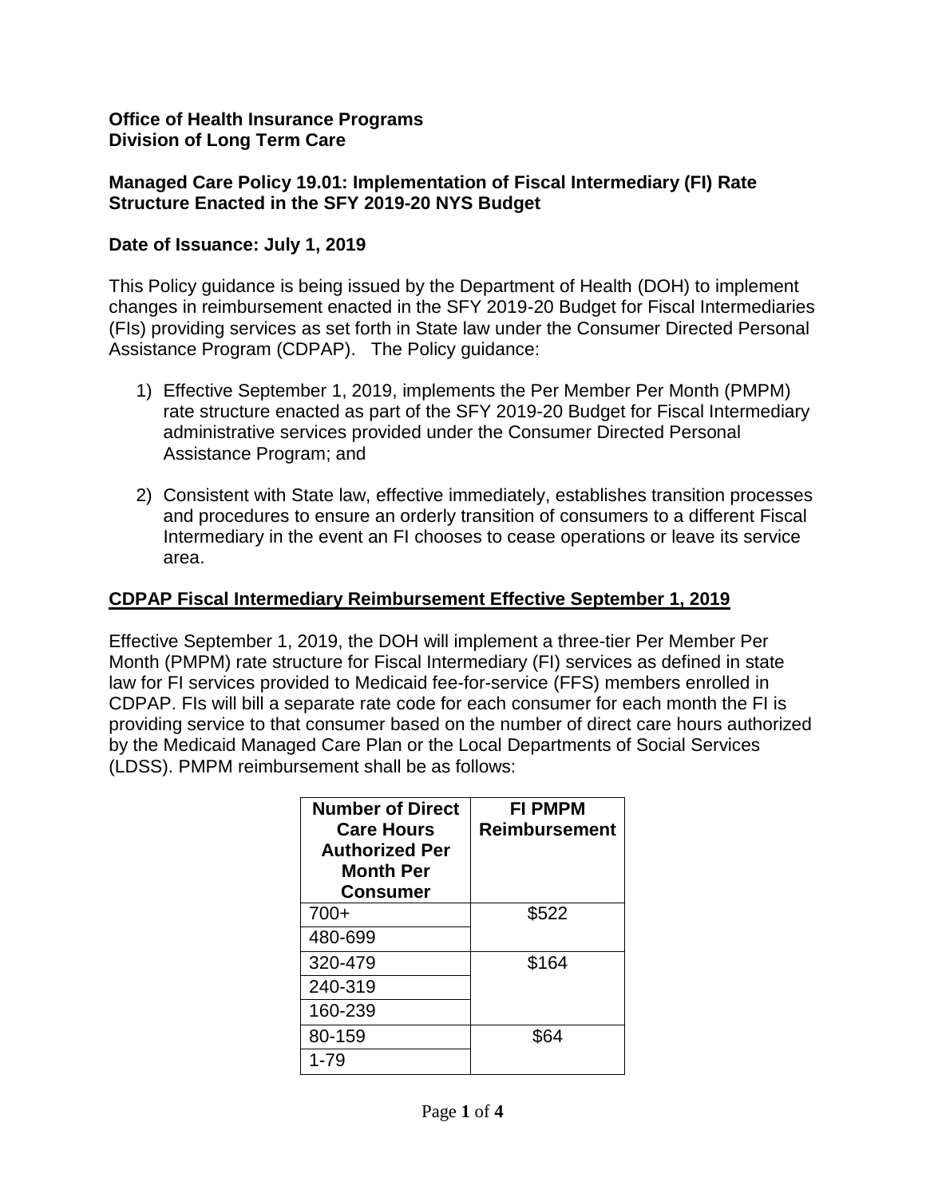**Office of Health Insurance Programs**
**Division of Long Term Care**

**Managed Care Policy 19.01: Implementation of Fiscal Intermediary (FI) Rate Structure Enacted in the SFY 2019-20 NYS Budget**

**Date of Issuance: July 1, 2019**

This Policy guidance is being issued by the Department of Health (DOH) to implement changes in reimbursement enacted in the SFY 2019-20 Budget for Fiscal Intermediaries (FIs) providing services as set forth in State law under the Consumer Directed Personal Assistance Program (CDPAP). The Policy guidance:

1) Effective September 1, 2019, implements the Per Member Per Month (PMPM) rate structure enacted as part of the SFY 2019-20 Budget for Fiscal Intermediary administrative services provided under the Consumer Directed Personal Assistance Program; and

2) Consistent with State law, effective immediately, establishes transition processes and procedures to ensure an orderly transition of consumers to a different Fiscal Intermediary in the event an FI chooses to cease operations or leave its service area.

## CDPAP Fiscal Intermediary Reimbursement Effective September 1, 2019

Effective September 1, 2019, the DOH will implement a three-tier Per Member Per Month (PMPM) rate structure for Fiscal Intermediary (FI) services as defined in state law for FI services provided to Medicaid fee-for-service (FFS) members enrolled in CDPAP. FIs will bill a separate rate code for each consumer for each month the FI is providing service to that consumer based on the number of direct care hours authorized by the Medicaid Managed Care Plan or the Local Departments of Social Services (LDSS). PMPM reimbursement shall be as follows:

| Number of Direct Care Hours Authorized Per Month Per Consumer | FI PMPM Reimbursement |
|---|---|
| 700+ | $522 |
| 480-699 | |
| 320-479 | $164 |
| 240-319 | |
| 160-239 | |
| 80-159 | $64 |
| 1-79 | |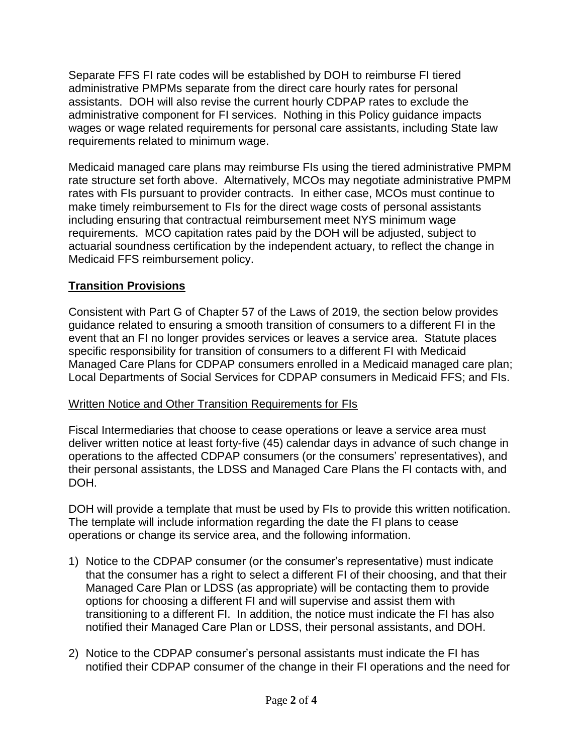Separate FFS FI rate codes will be established by DOH to reimburse FI tiered administrative PMPMs separate from the direct care hourly rates for personal assistants. DOH will also revise the current hourly CDPAP rates to exclude the administrative component for FI services. Nothing in this Policy guidance impacts wages or wage related requirements for personal care assistants, including State law requirements related to minimum wage.

Medicaid managed care plans may reimburse FIs using the tiered administrative PMPM rate structure set forth above. Alternatively, MCOs may negotiate administrative PMPM rates with FIs pursuant to provider contracts. In either case, MCOs must continue to make timely reimbursement to FIs for the direct wage costs of personal assistants including ensuring that contractual reimbursement meet NYS minimum wage requirements. MCO capitation rates paid by the DOH will be adjusted, subject to actuarial soundness certification by the independent actuary, to reflect the change in Medicaid FFS reimbursement policy.

## **Transition Provisions**

Consistent with Part G of Chapter 57 of the Laws of 2019, the section below provides guidance related to ensuring a smooth transition of consumers to a different FI in the event that an FI no longer provides services or leaves a service area. Statute places specific responsibility for transition of consumers to a different FI with Medicaid Managed Care Plans for CDPAP consumers enrolled in a Medicaid managed care plan; Local Departments of Social Services for CDPAP consumers in Medicaid FFS; and FIs.

### Written Notice and Other Transition Requirements for FIs

Fiscal Intermediaries that choose to cease operations or leave a service area must deliver written notice at least forty-five (45) calendar days in advance of such change in operations to the affected CDPAP consumers (or the consumers' representatives), and their personal assistants, the LDSS and Managed Care Plans the FI contacts with, and DOH.

DOH will provide a template that must be used by FIs to provide this written notification. The template will include information regarding the date the FI plans to cease operations or change its service area, and the following information.

1) Notice to the CDPAP consumer (or the consumer's representative) must indicate that the consumer has a right to select a different FI of their choosing, and that their Managed Care Plan or LDSS (as appropriate) will be contacting them to provide options for choosing a different FI and will supervise and assist them with transitioning to a different FI. In addition, the notice must indicate the FI has also notified their Managed Care Plan or LDSS, their personal assistants, and DOH.

2) Notice to the CDPAP consumer's personal assistants must indicate the FI has notified their CDPAP consumer of the change in their FI operations and the need for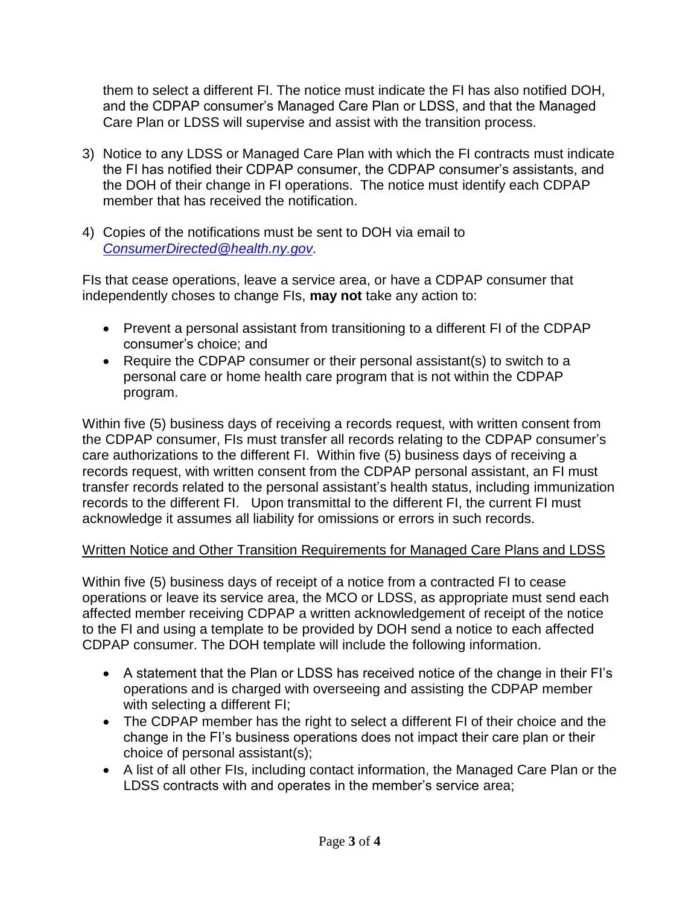them to select a different FI. The notice must indicate the FI has also notified DOH, and the CDPAP consumer's Managed Care Plan or LDSS, and that the Managed Care Plan or LDSS will supervise and assist with the transition process.

3) Notice to any LDSS or Managed Care Plan with which the FI contracts must indicate the FI has notified their CDPAP consumer, the CDPAP consumer's assistants, and the DOH of their change in FI operations. The notice must identify each CDPAP member that has received the notification.

4) Copies of the notifications must be sent to DOH via email to *ConsumerDirected@health.ny.gov*.

FIs that cease operations, leave a service area, or have a CDPAP consumer that independently choses to change FIs, **may not** take any action to:

- Prevent a personal assistant from transitioning to a different FI of the CDPAP consumer's choice; and
- Require the CDPAP consumer or their personal assistant(s) to switch to a personal care or home health care program that is not within the CDPAP program.

Within five (5) business days of receiving a records request, with written consent from the CDPAP consumer, FIs must transfer all records relating to the CDPAP consumer's care authorizations to the different FI. Within five (5) business days of receiving a records request, with written consent from the CDPAP personal assistant, an FI must transfer records related to the personal assistant's health status, including immunization records to the different FI. Upon transmittal to the different FI, the current FI must acknowledge it assumes all liability for omissions or errors in such records.

Written Notice and Other Transition Requirements for Managed Care Plans and LDSS

Within five (5) business days of receipt of a notice from a contracted FI to cease operations or leave its service area, the MCO or LDSS, as appropriate must send each affected member receiving CDPAP a written acknowledgement of receipt of the notice to the FI and using a template to be provided by DOH send a notice to each affected CDPAP consumer. The DOH template will include the following information.

- A statement that the Plan or LDSS has received notice of the change in their FI's operations and is charged with overseeing and assisting the CDPAP member with selecting a different FI;
- The CDPAP member has the right to select a different FI of their choice and the change in the FI's business operations does not impact their care plan or their choice of personal assistant(s);
- A list of all other FIs, including contact information, the Managed Care Plan or the LDSS contracts with and operates in the member's service area;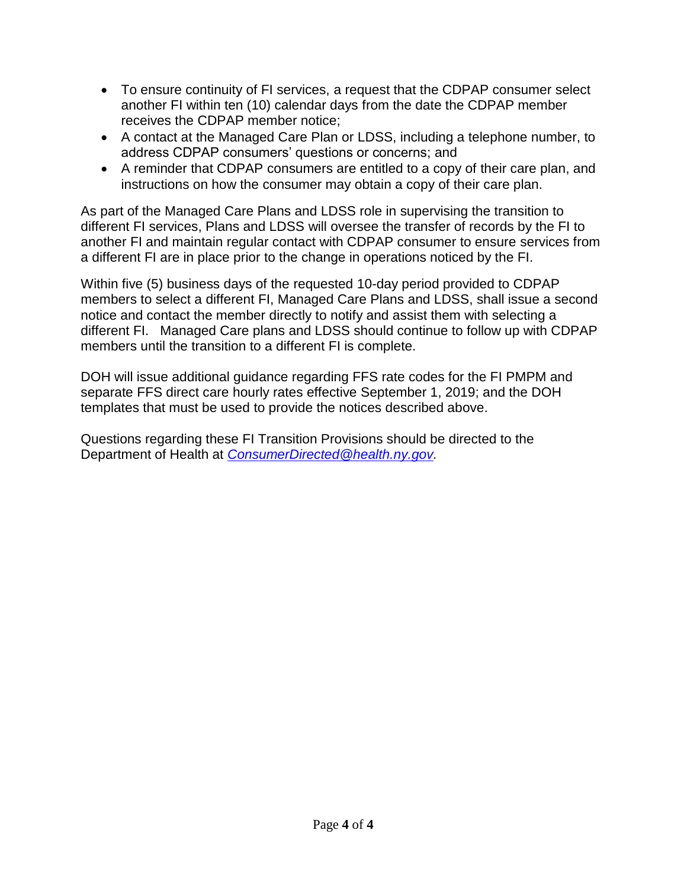- To ensure continuity of FI services, a request that the CDPAP consumer select another FI within ten (10) calendar days from the date the CDPAP member receives the CDPAP member notice;
- A contact at the Managed Care Plan or LDSS, including a telephone number, to address CDPAP consumers' questions or concerns; and
- A reminder that CDPAP consumers are entitled to a copy of their care plan, and instructions on how the consumer may obtain a copy of their care plan.

As part of the Managed Care Plans and LDSS role in supervising the transition to different FI services, Plans and LDSS will oversee the transfer of records by the FI to another FI and maintain regular contact with CDPAP consumer to ensure services from a different FI are in place prior to the change in operations noticed by the FI.

Within five (5) business days of the requested 10-day period provided to CDPAP members to select a different FI, Managed Care Plans and LDSS, shall issue a second notice and contact the member directly to notify and assist them with selecting a different FI. Managed Care plans and LDSS should continue to follow up with CDPAP members until the transition to a different FI is complete.

DOH will issue additional guidance regarding FFS rate codes for the FI PMPM and separate FFS direct care hourly rates effective September 1, 2019; and the DOH templates that must be used to provide the notices described above.

Questions regarding these FI Transition Provisions should be directed to the Department of Health at *ConsumerDirected@health.ny.gov.*